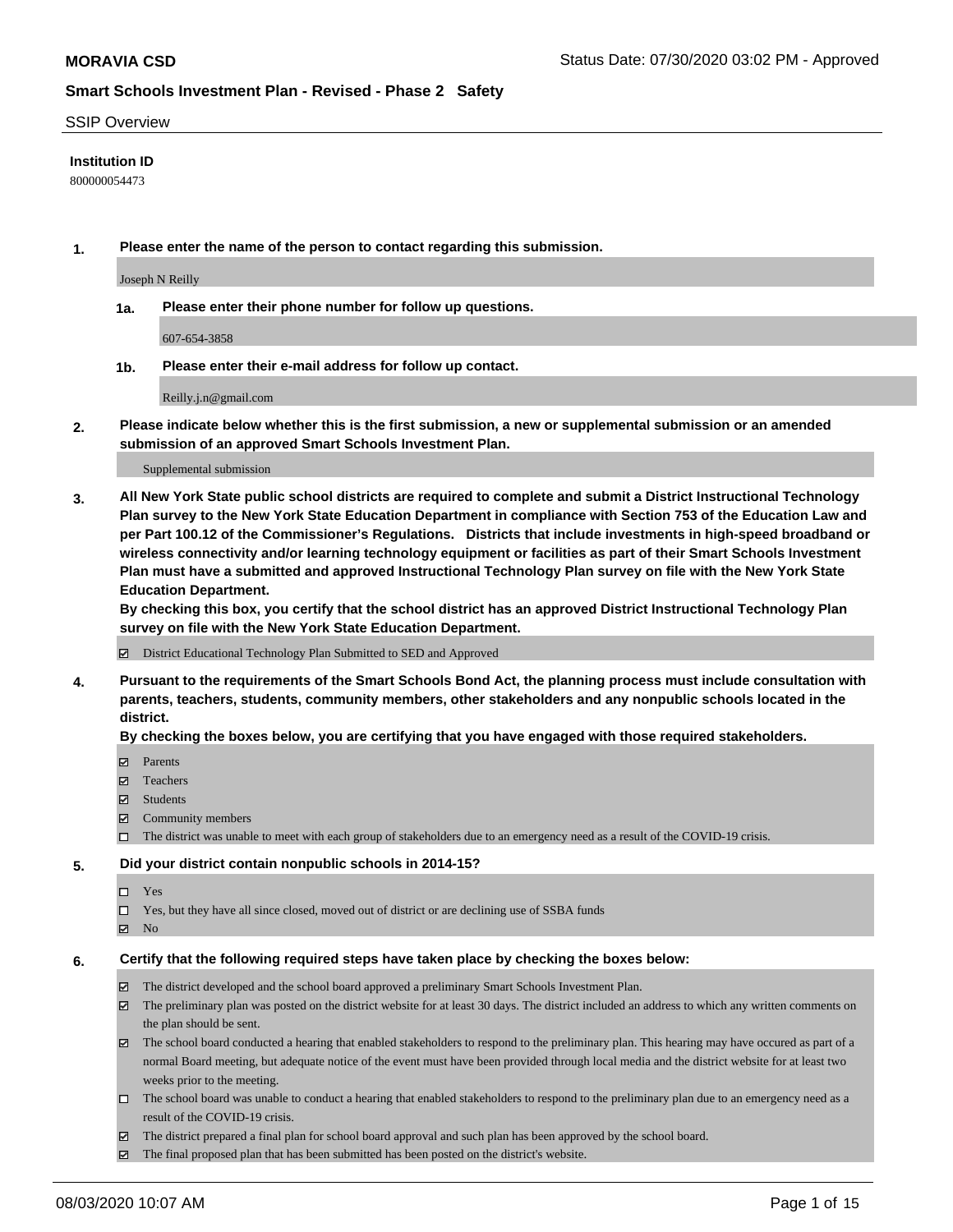**MORAVIA CSD**

Status Date: 07/30/2020 03:02 PM - Approved

**Smart Schools Investment Plan - Revised - Phase 2 Safety**

SSIP Overview

**Institution ID**

800000054473

**1. Please enter the name of the person to contact regarding this submission.**

Joseph N Reilly

**1a. Please enter their phone number for follow up questions.**

607-654-3858

**1b. Please enter their e-mail address for follow up contact.**

Reilly.j.n@gmail.com

**2. Please indicate below whether this is the first submission, a new or supplemental submission or an amended submission of an approved Smart Schools Investment Plan.**

Supplemental submission

**3. All New York State public school districts are required to complete and submit a District Instructional Technology Plan survey to the New York State Education Department in compliance with Section 753 of the Education Law and per Part 100.12 of the Commissioner's Regulations. Districts that include investments in high-speed broadband or wireless connectivity and/or learning technology equipment or facilities as part of their Smart Schools Investment Plan must have a submitted and approved Instructional Technology Plan survey on file with the New York State Education Department.**
**By checking this box, you certify that the school district has an approved District Instructional Technology Plan survey on file with the New York State Education Department.**

- [x] District Educational Technology Plan Submitted to SED and Approved

**4. Pursuant to the requirements of the Smart Schools Bond Act, the planning process must include consultation with parents, teachers, students, community members, other stakeholders and any nonpublic schools located in the district.**
**By checking the boxes below, you are certifying that you have engaged with those required stakeholders.**

- [x] Parents
- [x] Teachers
- [x] Students
- [x] Community members
- [ ] The district was unable to meet with each group of stakeholders due to an emergency need as a result of the COVID-19 crisis.

**5. Did your district contain nonpublic schools in 2014-15?**

- [ ] Yes
- [ ] Yes, but they have all since closed, moved out of district or are declining use of SSBA funds
- [x] No

**6. Certify that the following required steps have taken place by checking the boxes below:**

- [x] The district developed and the school board approved a preliminary Smart Schools Investment Plan.
- [x] The preliminary plan was posted on the district website for at least 30 days. The district included an address to which any written comments on the plan should be sent.
- [x] The school board conducted a hearing that enabled stakeholders to respond to the preliminary plan. This hearing may have occured as part of a normal Board meeting, but adequate notice of the event must have been provided through local media and the district website for at least two weeks prior to the meeting.
- [ ] The school board was unable to conduct a hearing that enabled stakeholders to respond to the preliminary plan due to an emergency need as a result of the COVID-19 crisis.
- [x] The district prepared a final plan for school board approval and such plan has been approved by the school board.
- [x] The final proposed plan that has been submitted has been posted on the district's website.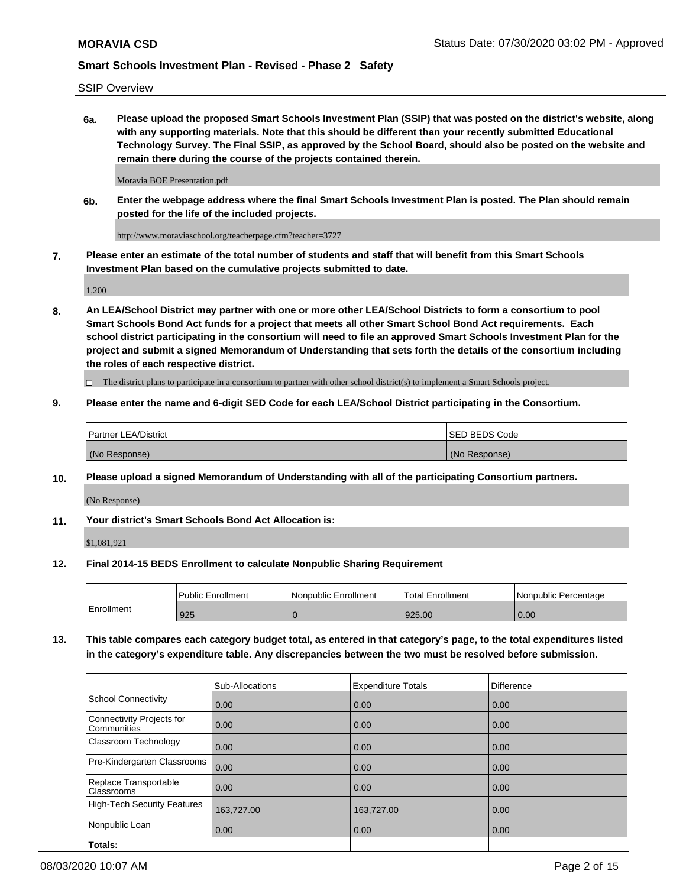**MORAVIA CSD** Status Date: 07/30/2020 03:02 PM - Approved

**Smart Schools Investment Plan - Revised - Phase 2 Safety**

SSIP Overview

**6a. Please upload the proposed Smart Schools Investment Plan (SSIP) that was posted on the district's website, along with any supporting materials. Note that this should be different than your recently submitted Educational Technology Survey. The Final SSIP, as approved by the School Board, should also be posted on the website and remain there during the course of the projects contained therein.**

Moravia BOE Presentation.pdf

**6b. Enter the webpage address where the final Smart Schools Investment Plan is posted. The Plan should remain posted for the life of the included projects.**

http://www.moraviaschool.org/teacherpage.cfm?teacher=3727

**7. Please enter an estimate of the total number of students and staff that will benefit from this Smart Schools Investment Plan based on the cumulative projects submitted to date.**

1,200

**8. An LEA/School District may partner with one or more other LEA/School Districts to form a consortium to pool Smart Schools Bond Act funds for a project that meets all other Smart School Bond Act requirements. Each school district participating in the consortium will need to file an approved Smart Schools Investment Plan for the project and submit a signed Memorandum of Understanding that sets forth the details of the consortium including the roles of each respective district.**

☐ The district plans to participate in a consortium to partner with other school district(s) to implement a Smart Schools project.

**9. Please enter the name and 6-digit SED Code for each LEA/School District participating in the Consortium.**

| Partner LEA/District | SED BEDS Code |
|---|---|
| (No Response) | (No Response) |

**10. Please upload a signed Memorandum of Understanding with all of the participating Consortium partners.**

(No Response)

**11. Your district's Smart Schools Bond Act Allocation is:**

$1,081,921

**12. Final 2014-15 BEDS Enrollment to calculate Nonpublic Sharing Requirement**

| | Public Enrollment | Nonpublic Enrollment | Total Enrollment | Nonpublic Percentage |
|---|---|---|---|---|
| Enrollment | 925 | 0 | 925.00 | 0.00 |

**13. This table compares each category budget total, as entered in that category's page, to the total expenditures listed in the category's expenditure table. Any discrepancies between the two must be resolved before submission.**

| | Sub-Allocations | Expenditure Totals | Difference |
|---|---|---|---|
| School Connectivity | 0.00 | 0.00 | 0.00 |
| Connectivity Projects for Communities | 0.00 | 0.00 | 0.00 |
| Classroom Technology | 0.00 | 0.00 | 0.00 |
| Pre-Kindergarten Classrooms | 0.00 | 0.00 | 0.00 |
| Replace Transportable Classrooms | 0.00 | 0.00 | 0.00 |
| High-Tech Security Features | 163,727.00 | 163,727.00 | 0.00 |
| Nonpublic Loan | 0.00 | 0.00 | 0.00 |
| **Totals:** | | | |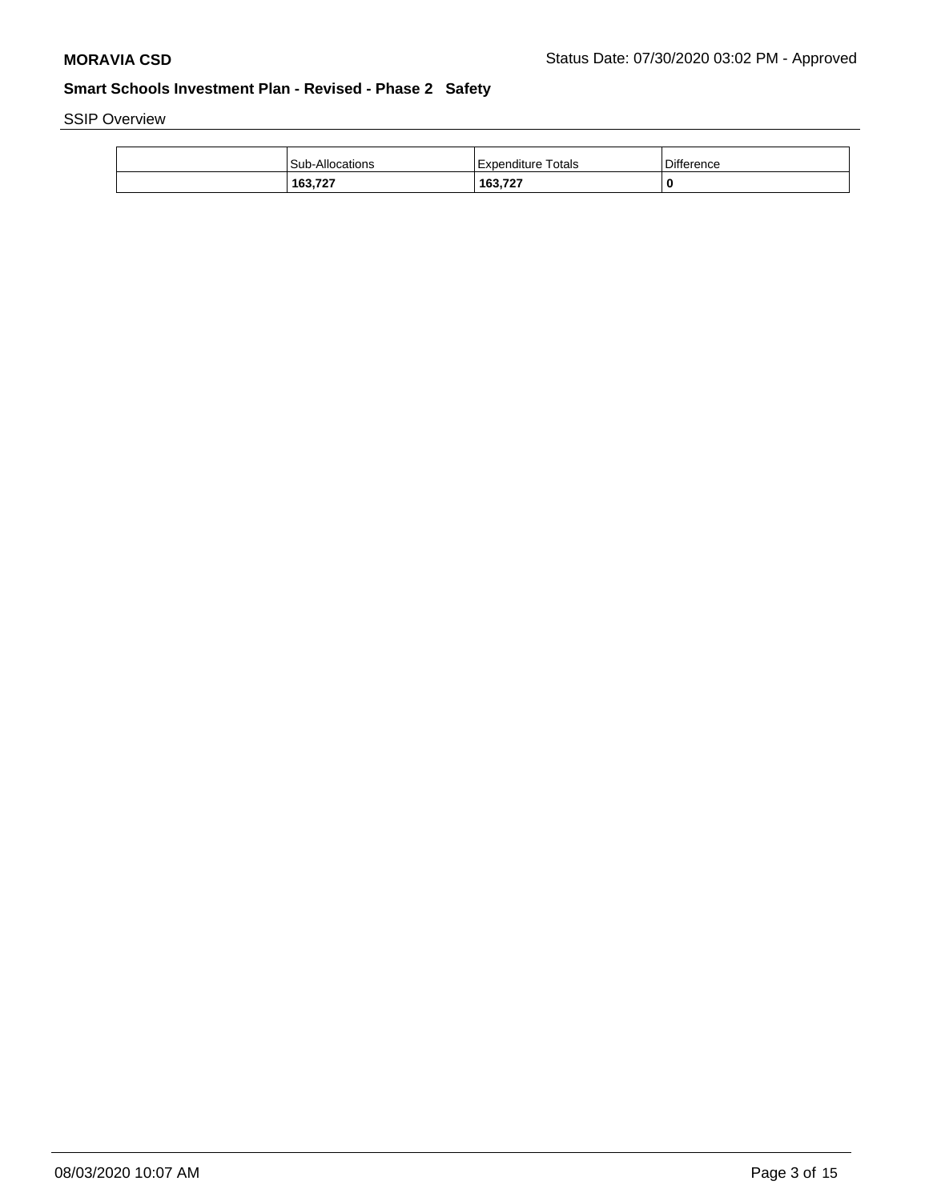**MORAVIA CSD**

Status Date: 07/30/2020 03:02 PM - Approved

## Smart Schools Investment Plan - Revised - Phase 2 Safety

SSIP Overview

| | Sub-Allocations | Expenditure Totals | Difference |
|---|---|---|---|
| | **163,727** | **163,727** | **0** |

08/03/2020 10:07 AM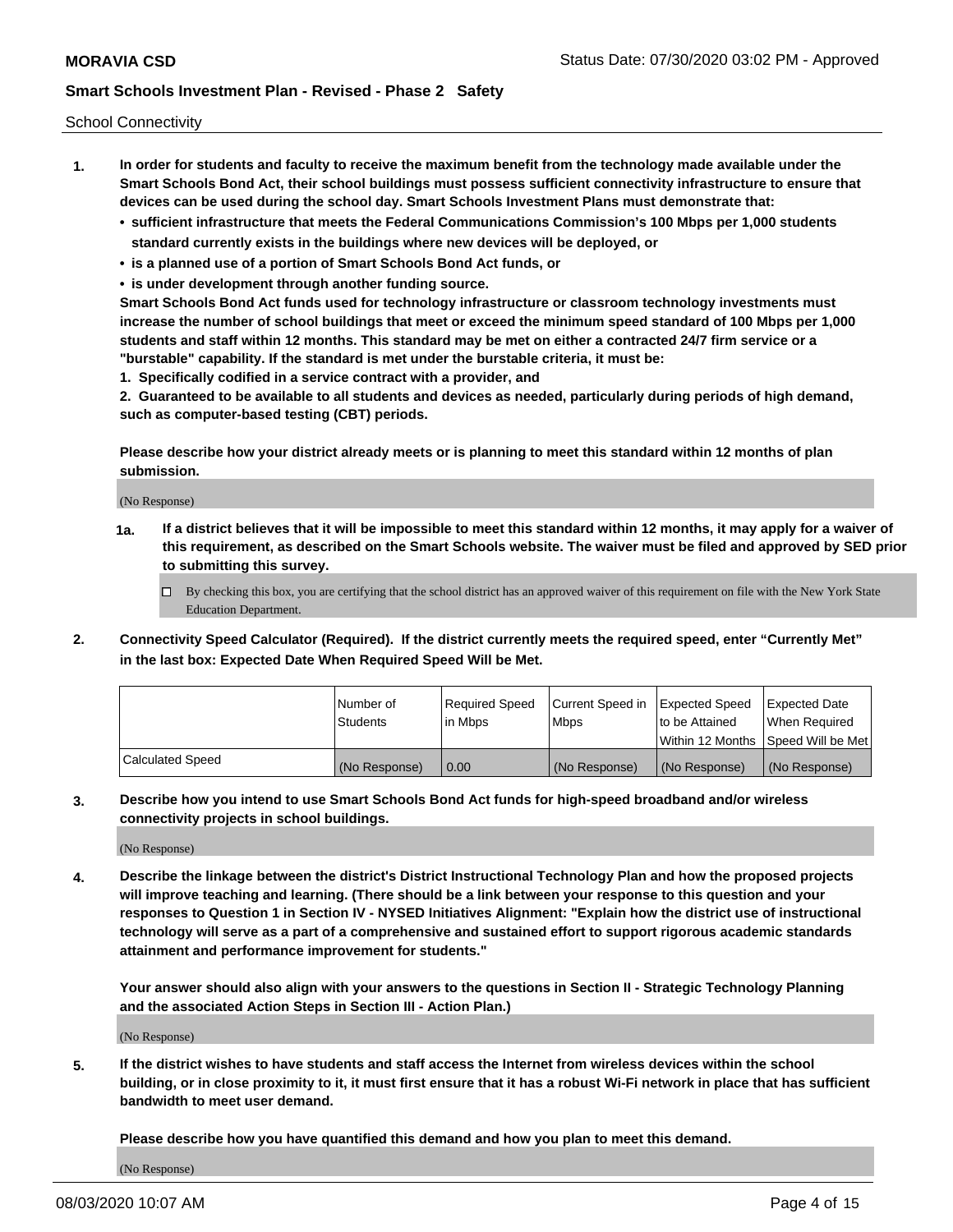School Connectivity

1. **In order for students and faculty to receive the maximum benefit from the technology made available under the Smart Schools Bond Act, their school buildings must possess sufficient connectivity infrastructure to ensure that devices can be used during the school day. Smart Schools Investment Plans must demonstrate that:**
   - **sufficient infrastructure that meets the Federal Communications Commission's 100 Mbps per 1,000 students standard currently exists in the buildings where new devices will be deployed, or**
   - **is a planned use of a portion of Smart Schools Bond Act funds, or**
   - **is under development through another funding source.**

   **Smart Schools Bond Act funds used for technology infrastructure or classroom technology investments must increase the number of school buildings that meet or exceed the minimum speed standard of 100 Mbps per 1,000 students and staff within 12 months. This standard may be met on either a contracted 24/7 firm service or a "burstable" capability. If the standard is met under the burstable criteria, it must be:**

   **1. Specifically codified in a service contract with a provider, and**

   **2. Guaranteed to be available to all students and devices as needed, particularly during periods of high demand, such as computer-based testing (CBT) periods.**

   **Please describe how your district already meets or is planning to meet this standard within 12 months of plan submission.**

   (No Response)

   **1a. If a district believes that it will be impossible to meet this standard within 12 months, it may apply for a waiver of this requirement, as described on the Smart Schools website. The waiver must be filed and approved by SED prior to submitting this survey.**

   ☐ By checking this box, you are certifying that the school district has an approved waiver of this requirement on file with the New York State Education Department.

2. **Connectivity Speed Calculator (Required). If the district currently meets the required speed, enter "Currently Met" in the last box: Expected Date When Required Speed Will be Met.**

| | Number of Students | Required Speed in Mbps | Current Speed in Mbps | Expected Speed to be Attained Within 12 Months | Expected Date When Required Speed Will be Met |
|---|---|---|---|---|---|
| Calculated Speed | (No Response) | 0.00 | (No Response) | (No Response) | (No Response) |

3. **Describe how you intend to use Smart Schools Bond Act funds for high-speed broadband and/or wireless connectivity projects in school buildings.**

   (No Response)

4. **Describe the linkage between the district's District Instructional Technology Plan and how the proposed projects will improve teaching and learning. (There should be a link between your response to this question and your responses to Question 1 in Section IV - NYSED Initiatives Alignment: "Explain how the district use of instructional technology will serve as a part of a comprehensive and sustained effort to support rigorous academic standards attainment and performance improvement for students."**

   **Your answer should also align with your answers to the questions in Section II - Strategic Technology Planning and the associated Action Steps in Section III - Action Plan.)**

   (No Response)

5. **If the district wishes to have students and staff access the Internet from wireless devices within the school building, or in close proximity to it, it must first ensure that it has a robust Wi-Fi network in place that has sufficient bandwidth to meet user demand.**

   **Please describe how you have quantified this demand and how you plan to meet this demand.**

   (No Response)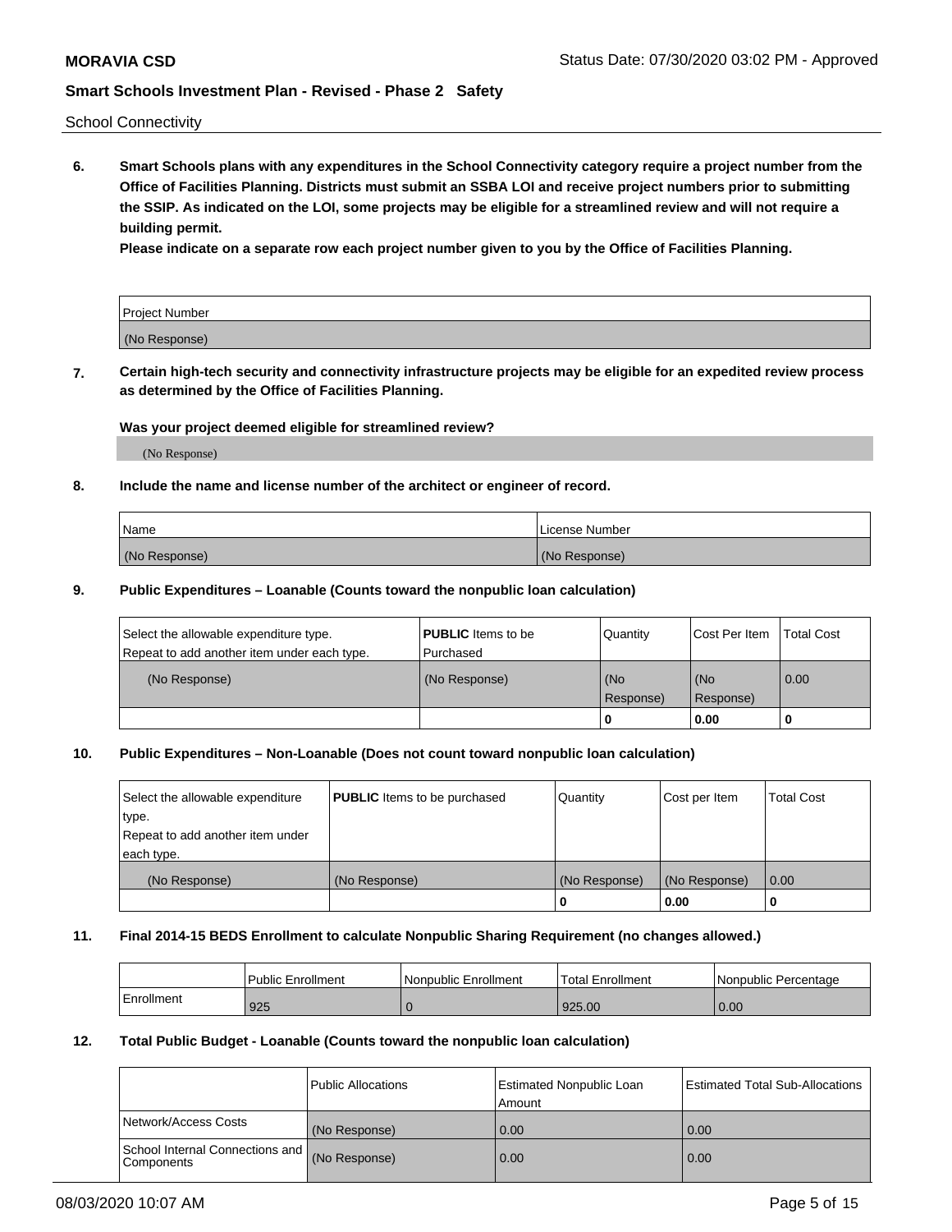School Connectivity

**6. Smart Schools plans with any expenditures in the School Connectivity category require a project number from the Office of Facilities Planning. Districts must submit an SSBA LOI and receive project numbers prior to submitting the SSIP. As indicated on the LOI, some projects may be eligible for a streamlined review and will not require a building permit.**

**Please indicate on a separate row each project number given to you by the Office of Facilities Planning.**

| Project Number |
| --- |
| (No Response) |

**7. Certain high-tech security and connectivity infrastructure projects may be eligible for an expedited review process as determined by the Office of Facilities Planning.**

**Was your project deemed eligible for streamlined review?**

(No Response)

**8. Include the name and license number of the architect or engineer of record.**

| Name | License Number |
| --- | --- |
| (No Response) | (No Response) |

**9. Public Expenditures – Loanable (Counts toward the nonpublic loan calculation)**

| Select the allowable expenditure type. Repeat to add another item under each type. | **PUBLIC** Items to be Purchased | Quantity | Cost Per Item | Total Cost |
| --- | --- | --- | --- | --- |
| (No Response) | (No Response) | (No Response) | (No Response) | 0.00 |
| | | 0 | 0.00 | 0 |

**10. Public Expenditures – Non-Loanable (Does not count toward nonpublic loan calculation)**

| Select the allowable expenditure type. Repeat to add another item under each type. | **PUBLIC** Items to be purchased | Quantity | Cost per Item | Total Cost |
| --- | --- | --- | --- | --- |
| (No Response) | (No Response) | (No Response) | (No Response) | 0.00 |
| | | 0 | 0.00 | 0 |

**11. Final 2014-15 BEDS Enrollment to calculate Nonpublic Sharing Requirement (no changes allowed.)**

| | Public Enrollment | Nonpublic Enrollment | Total Enrollment | Nonpublic Percentage |
| --- | --- | --- | --- | --- |
| Enrollment | 925 | 0 | 925.00 | 0.00 |

**12. Total Public Budget - Loanable (Counts toward the nonpublic loan calculation)**

| | Public Allocations | Estimated Nonpublic Loan Amount | Estimated Total Sub-Allocations |
| --- | --- | --- | --- |
| Network/Access Costs | (No Response) | 0.00 | 0.00 |
| School Internal Connections and Components | (No Response) | 0.00 | 0.00 |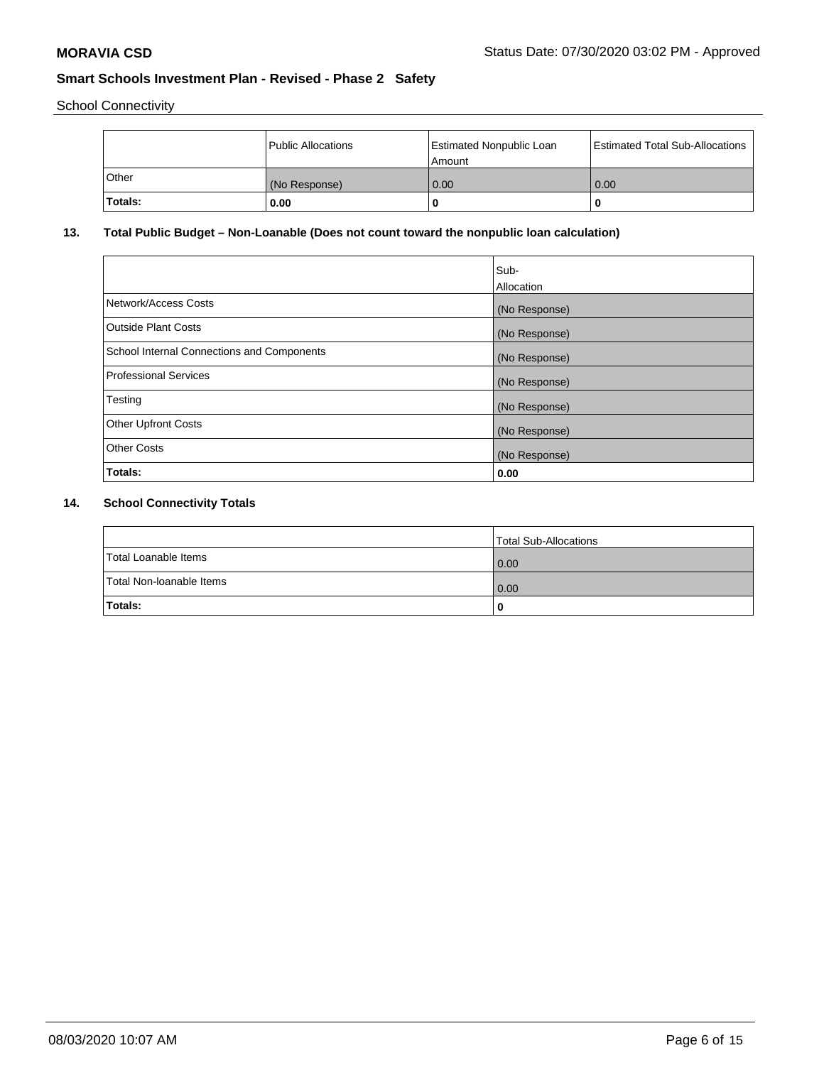School Connectivity

| | Public Allocations | Estimated Nonpublic Loan Amount | Estimated Total Sub-Allocations |
|---|---|---|---|
| Other | (No Response) | 0.00 | 0.00 |
| **Totals:** | **0.00** | **0** | **0** |

## 13. Total Public Budget – Non-Loanable (Does not count toward the nonpublic loan calculation)

| | Sub-Allocation |
|---|---|
| Network/Access Costs | (No Response) |
| Outside Plant Costs | (No Response) |
| School Internal Connections and Components | (No Response) |
| Professional Services | (No Response) |
| Testing | (No Response) |
| Other Upfront Costs | (No Response) |
| Other Costs | (No Response) |
| **Totals:** | **0.00** |

## 14. School Connectivity Totals

| | Total Sub-Allocations |
|---|---|
| Total Loanable Items | 0.00 |
| Total Non-loanable Items | 0.00 |
| **Totals:** | **0** |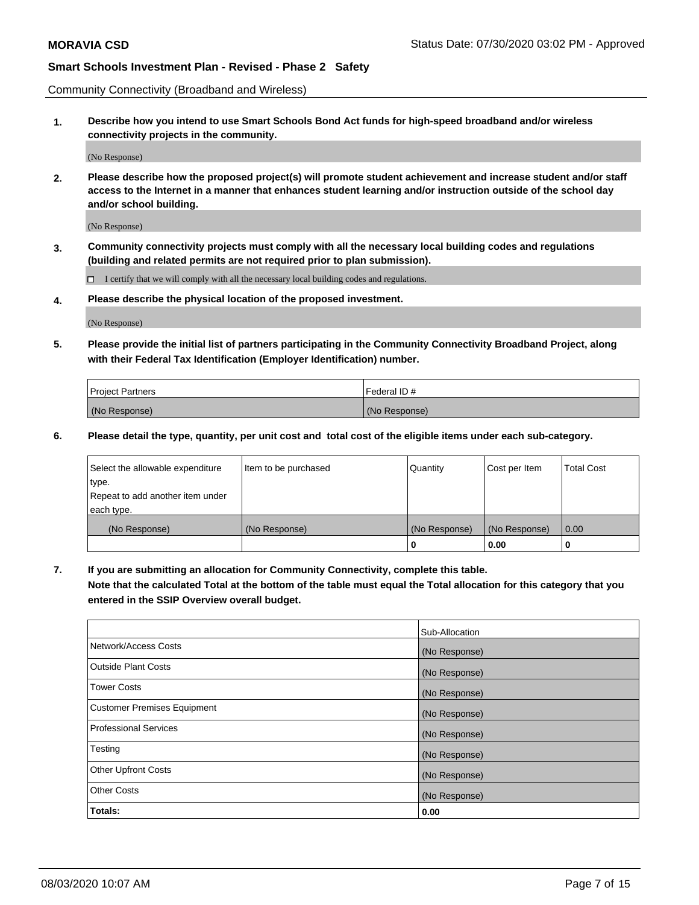Community Connectivity (Broadband and Wireless)

**1. Describe how you intend to use Smart Schools Bond Act funds for high-speed broadband and/or wireless connectivity projects in the community.**

(No Response)

**2. Please describe how the proposed project(s) will promote student achievement and increase student and/or staff access to the Internet in a manner that enhances student learning and/or instruction outside of the school day and/or school building.**

(No Response)

**3. Community connectivity projects must comply with all the necessary local building codes and regulations (building and related permits are not required prior to plan submission).**

☐ I certify that we will comply with all the necessary local building codes and regulations.

**4. Please describe the physical location of the proposed investment.**

(No Response)

**5. Please provide the initial list of partners participating in the Community Connectivity Broadband Project, along with their Federal Tax Identification (Employer Identification) number.**

| Project Partners | Federal ID # |
| --- | --- |
| (No Response) | (No Response) |

**6. Please detail the type, quantity, per unit cost and total cost of the eligible items under each sub-category.**

| Select the allowable expenditure type. Repeat to add another item under each type. | Item to be purchased | Quantity | Cost per Item | Total Cost |
| --- | --- | --- | --- | --- |
| (No Response) | (No Response) | (No Response) | (No Response) | 0.00 |
| | | 0 | 0.00 | 0 |

**7. If you are submitting an allocation for Community Connectivity, complete this table. Note that the calculated Total at the bottom of the table must equal the Total allocation for this category that you entered in the SSIP Overview overall budget.**

| | Sub-Allocation |
| --- | --- |
| Network/Access Costs | (No Response) |
| Outside Plant Costs | (No Response) |
| Tower Costs | (No Response) |
| Customer Premises Equipment | (No Response) |
| Professional Services | (No Response) |
| Testing | (No Response) |
| Other Upfront Costs | (No Response) |
| Other Costs | (No Response) |
| **Totals:** | **0.00** |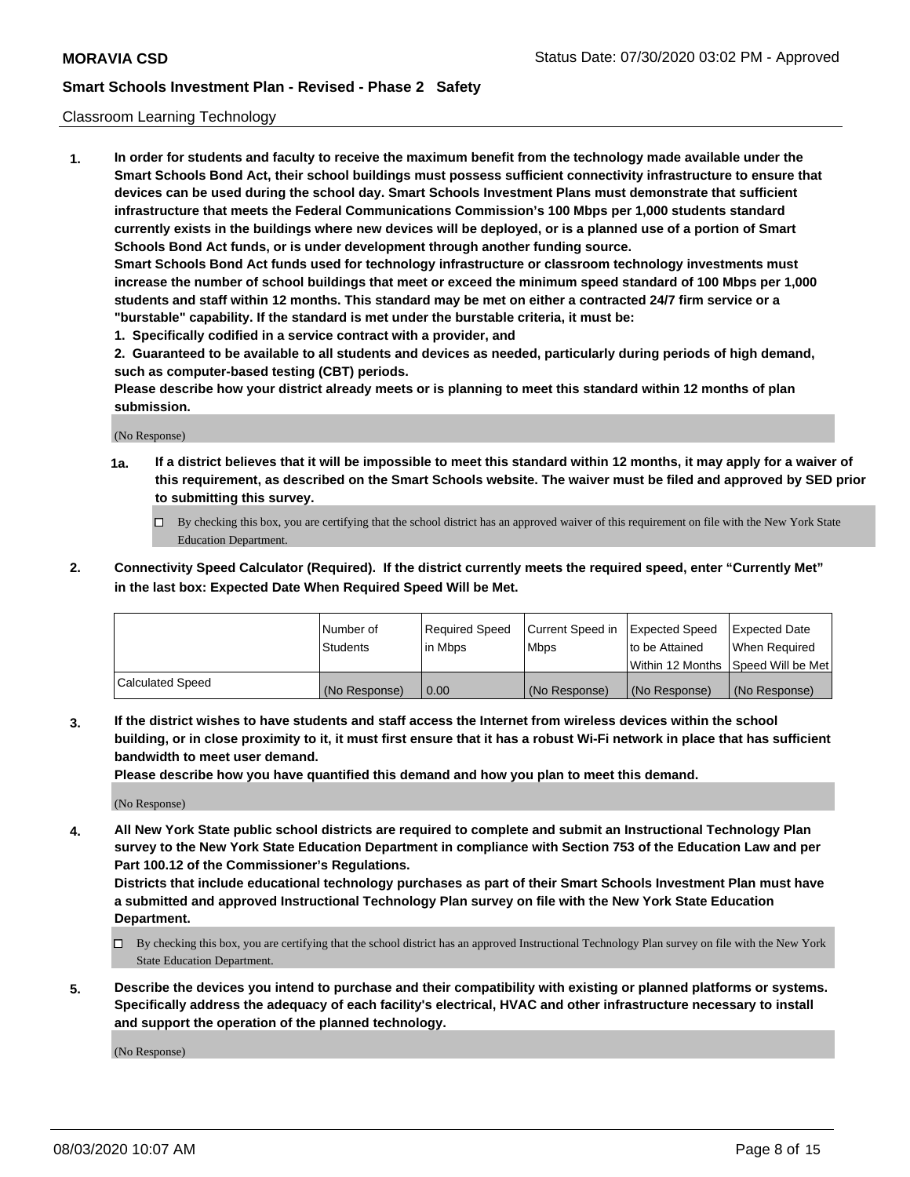Classroom Learning Technology

**1. In order for students and faculty to receive the maximum benefit from the technology made available under the Smart Schools Bond Act, their school buildings must possess sufficient connectivity infrastructure to ensure that devices can be used during the school day. Smart Schools Investment Plans must demonstrate that sufficient infrastructure that meets the Federal Communications Commission's 100 Mbps per 1,000 students standard currently exists in the buildings where new devices will be deployed, or is a planned use of a portion of Smart Schools Bond Act funds, or is under development through another funding source.**

**Smart Schools Bond Act funds used for technology infrastructure or classroom technology investments must increase the number of school buildings that meet or exceed the minimum speed standard of 100 Mbps per 1,000 students and staff within 12 months. This standard may be met on either a contracted 24/7 firm service or a "burstable" capability. If the standard is met under the burstable criteria, it must be:**

**1. Specifically codified in a service contract with a provider, and**

**2. Guaranteed to be available to all students and devices as needed, particularly during periods of high demand, such as computer-based testing (CBT) periods.**

**Please describe how your district already meets or is planning to meet this standard within 12 months of plan submission.**

(No Response)

**1a. If a district believes that it will be impossible to meet this standard within 12 months, it may apply for a waiver of this requirement, as described on the Smart Schools website. The waiver must be filed and approved by SED prior to submitting this survey.**

☐ By checking this box, you are certifying that the school district has an approved waiver of this requirement on file with the New York State Education Department.

**2. Connectivity Speed Calculator (Required). If the district currently meets the required speed, enter "Currently Met" in the last box: Expected Date When Required Speed Will be Met.**

| | Number of Students | Required Speed in Mbps | Current Speed in Mbps | Expected Speed to be Attained Within 12 Months | Expected Date When Required Speed Will be Met |
|---|---|---|---|---|---|
| Calculated Speed | (No Response) | 0.00 | (No Response) | (No Response) | (No Response) |

**3. If the district wishes to have students and staff access the Internet from wireless devices within the school building, or in close proximity to it, it must first ensure that it has a robust Wi-Fi network in place that has sufficient bandwidth to meet user demand.**

**Please describe how you have quantified this demand and how you plan to meet this demand.**

(No Response)

**4. All New York State public school districts are required to complete and submit an Instructional Technology Plan survey to the New York State Education Department in compliance with Section 753 of the Education Law and per Part 100.12 of the Commissioner's Regulations.**

**Districts that include educational technology purchases as part of their Smart Schools Investment Plan must have a submitted and approved Instructional Technology Plan survey on file with the New York State Education Department.**

☐ By checking this box, you are certifying that the school district has an approved Instructional Technology Plan survey on file with the New York State Education Department.

**5. Describe the devices you intend to purchase and their compatibility with existing or planned platforms or systems. Specifically address the adequacy of each facility's electrical, HVAC and other infrastructure necessary to install and support the operation of the planned technology.**

(No Response)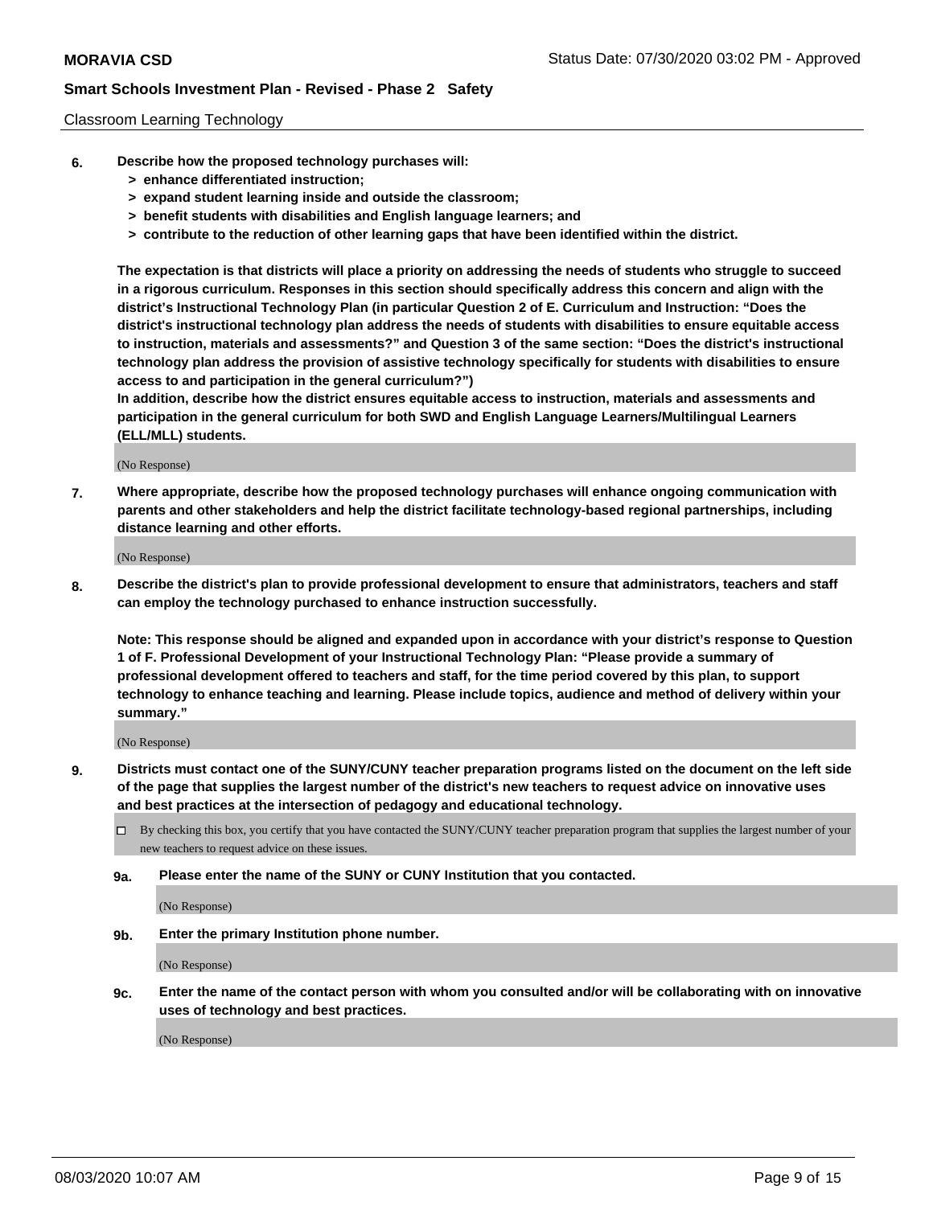Classroom Learning Technology

**6. Describe how the proposed technology purchases will:**
- **> enhance differentiated instruction;**
- **> expand student learning inside and outside the classroom;**
- **> benefit students with disabilities and English language learners; and**
- **> contribute to the reduction of other learning gaps that have been identified within the district.**

**The expectation is that districts will place a priority on addressing the needs of students who struggle to succeed in a rigorous curriculum. Responses in this section should specifically address this concern and align with the district's Instructional Technology Plan (in particular Question 2 of E. Curriculum and Instruction: "Does the district's instructional technology plan address the needs of students with disabilities to ensure equitable access to instruction, materials and assessments?" and Question 3 of the same section: "Does the district's instructional technology plan address the provision of assistive technology specifically for students with disabilities to ensure access to and participation in the general curriculum?")**

**In addition, describe how the district ensures equitable access to instruction, materials and assessments and participation in the general curriculum for both SWD and English Language Learners/Multilingual Learners (ELL/MLL) students.**

(No Response)

**7. Where appropriate, describe how the proposed technology purchases will enhance ongoing communication with parents and other stakeholders and help the district facilitate technology-based regional partnerships, including distance learning and other efforts.**

(No Response)

**8. Describe the district's plan to provide professional development to ensure that administrators, teachers and staff can employ the technology purchased to enhance instruction successfully.**

**Note: This response should be aligned and expanded upon in accordance with your district's response to Question 1 of F. Professional Development of your Instructional Technology Plan: "Please provide a summary of professional development offered to teachers and staff, for the time period covered by this plan, to support technology to enhance teaching and learning. Please include topics, audience and method of delivery within your summary."**

(No Response)

**9. Districts must contact one of the SUNY/CUNY teacher preparation programs listed on the document on the left side of the page that supplies the largest number of the district's new teachers to request advice on innovative uses and best practices at the intersection of pedagogy and educational technology.**

☐ By checking this box, you certify that you have contacted the SUNY/CUNY teacher preparation program that supplies the largest number of your new teachers to request advice on these issues.

**9a. Please enter the name of the SUNY or CUNY Institution that you contacted.**

(No Response)

**9b. Enter the primary Institution phone number.**

(No Response)

**9c. Enter the name of the contact person with whom you consulted and/or will be collaborating with on innovative uses of technology and best practices.**

(No Response)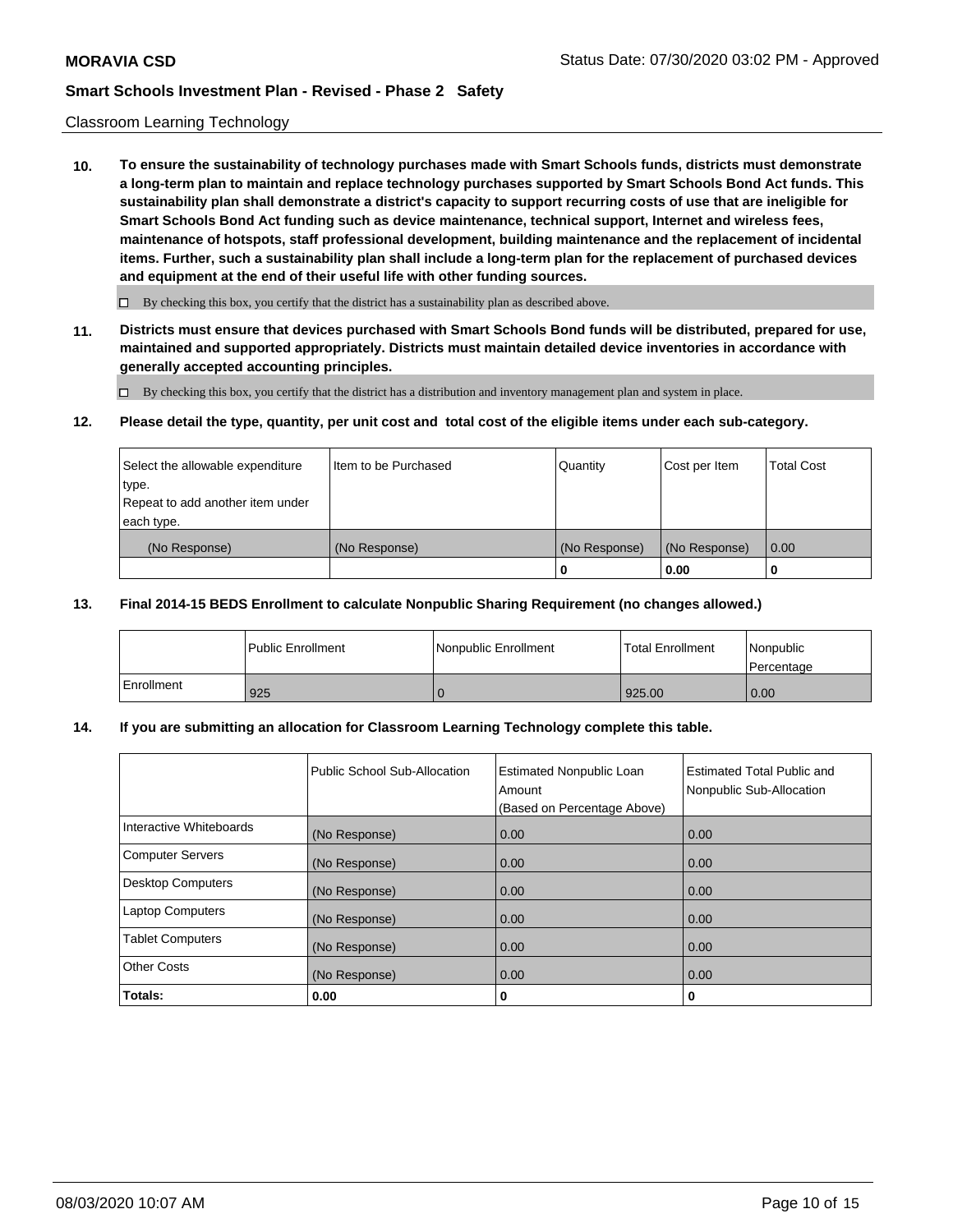Classroom Learning Technology

**10. To ensure the sustainability of technology purchases made with Smart Schools funds, districts must demonstrate a long-term plan to maintain and replace technology purchases supported by Smart Schools Bond Act funds. This sustainability plan shall demonstrate a district's capacity to support recurring costs of use that are ineligible for Smart Schools Bond Act funding such as device maintenance, technical support, Internet and wireless fees, maintenance of hotspots, staff professional development, building maintenance and the replacement of incidental items. Further, such a sustainability plan shall include a long-term plan for the replacement of purchased devices and equipment at the end of their useful life with other funding sources.**

☐ By checking this box, you certify that the district has a sustainability plan as described above.

**11. Districts must ensure that devices purchased with Smart Schools Bond funds will be distributed, prepared for use, maintained and supported appropriately. Districts must maintain detailed device inventories in accordance with generally accepted accounting principles.**

☐ By checking this box, you certify that the district has a distribution and inventory management plan and system in place.

**12. Please detail the type, quantity, per unit cost and total cost of the eligible items under each sub-category.**

| Select the allowable expenditure type. Repeat to add another item under each type. | Item to be Purchased | Quantity | Cost per Item | Total Cost |
|---|---|---|---|---|
| (No Response) | (No Response) | (No Response) | (No Response) | 0.00 |
| | | **0** | **0.00** | **0** |

**13. Final 2014-15 BEDS Enrollment to calculate Nonpublic Sharing Requirement (no changes allowed.)**

| | Public Enrollment | Nonpublic Enrollment | Total Enrollment | Nonpublic Percentage |
|---|---|---|---|---|
| Enrollment | 925 | 0 | 925.00 | 0.00 |

**14. If you are submitting an allocation for Classroom Learning Technology complete this table.**

| | Public School Sub-Allocation | Estimated Nonpublic Loan Amount (Based on Percentage Above) | Estimated Total Public and Nonpublic Sub-Allocation |
|---|---|---|---|
| Interactive Whiteboards | (No Response) | 0.00 | 0.00 |
| Computer Servers | (No Response) | 0.00 | 0.00 |
| Desktop Computers | (No Response) | 0.00 | 0.00 |
| Laptop Computers | (No Response) | 0.00 | 0.00 |
| Tablet Computers | (No Response) | 0.00 | 0.00 |
| Other Costs | (No Response) | 0.00 | 0.00 |
| **Totals:** | **0.00** | **0** | **0** |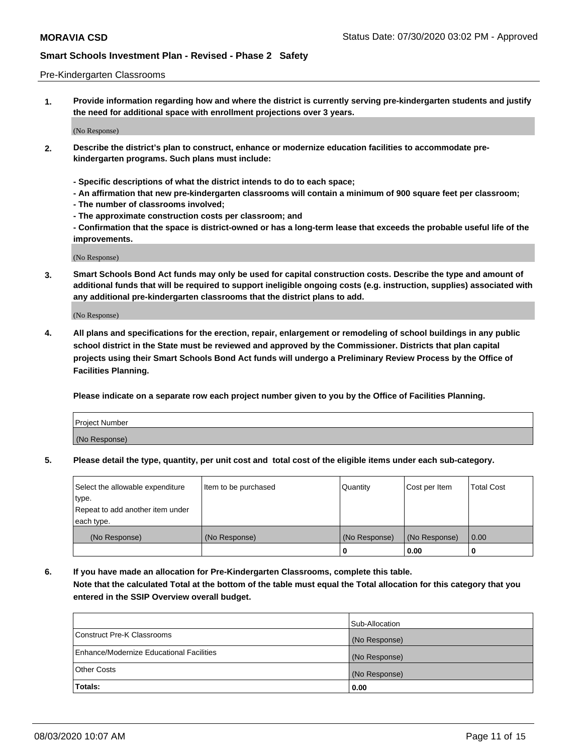Pre-Kindergarten Classrooms

**1. Provide information regarding how and where the district is currently serving pre-kindergarten students and justify the need for additional space with enrollment projections over 3 years.**

(No Response)

**2. Describe the district's plan to construct, enhance or modernize education facilities to accommodate pre-kindergarten programs. Such plans must include:**

**- Specific descriptions of what the district intends to do to each space;**
**- An affirmation that new pre-kindergarten classrooms will contain a minimum of 900 square feet per classroom;**
**- The number of classrooms involved;**
**- The approximate construction costs per classroom; and**
**- Confirmation that the space is district-owned or has a long-term lease that exceeds the probable useful life of the improvements.**

(No Response)

**3. Smart Schools Bond Act funds may only be used for capital construction costs. Describe the type and amount of additional funds that will be required to support ineligible ongoing costs (e.g. instruction, supplies) associated with any additional pre-kindergarten classrooms that the district plans to add.**

(No Response)

**4. All plans and specifications for the erection, repair, enlargement or remodeling of school buildings in any public school district in the State must be reviewed and approved by the Commissioner. Districts that plan capital projects using their Smart Schools Bond Act funds will undergo a Preliminary Review Process by the Office of Facilities Planning.**

**Please indicate on a separate row each project number given to you by the Office of Facilities Planning.**

| Project Number |
|---|
| (No Response) |

**5. Please detail the type, quantity, per unit cost and total cost of the eligible items under each sub-category.**

| Select the allowable expenditure type. Repeat to add another item under each type. | Item to be purchased | Quantity | Cost per Item | Total Cost |
|---|---|---|---|---|
| (No Response) | (No Response) | (No Response) | (No Response) | 0.00 |
| | | 0 | 0.00 | 0 |

**6. If you have made an allocation for Pre-Kindergarten Classrooms, complete this table. Note that the calculated Total at the bottom of the table must equal the Total allocation for this category that you entered in the SSIP Overview overall budget.**

| | Sub-Allocation |
|---|---|
| Construct Pre-K Classrooms | (No Response) |
| Enhance/Modernize Educational Facilities | (No Response) |
| Other Costs | (No Response) |
| **Totals:** | **0.00** |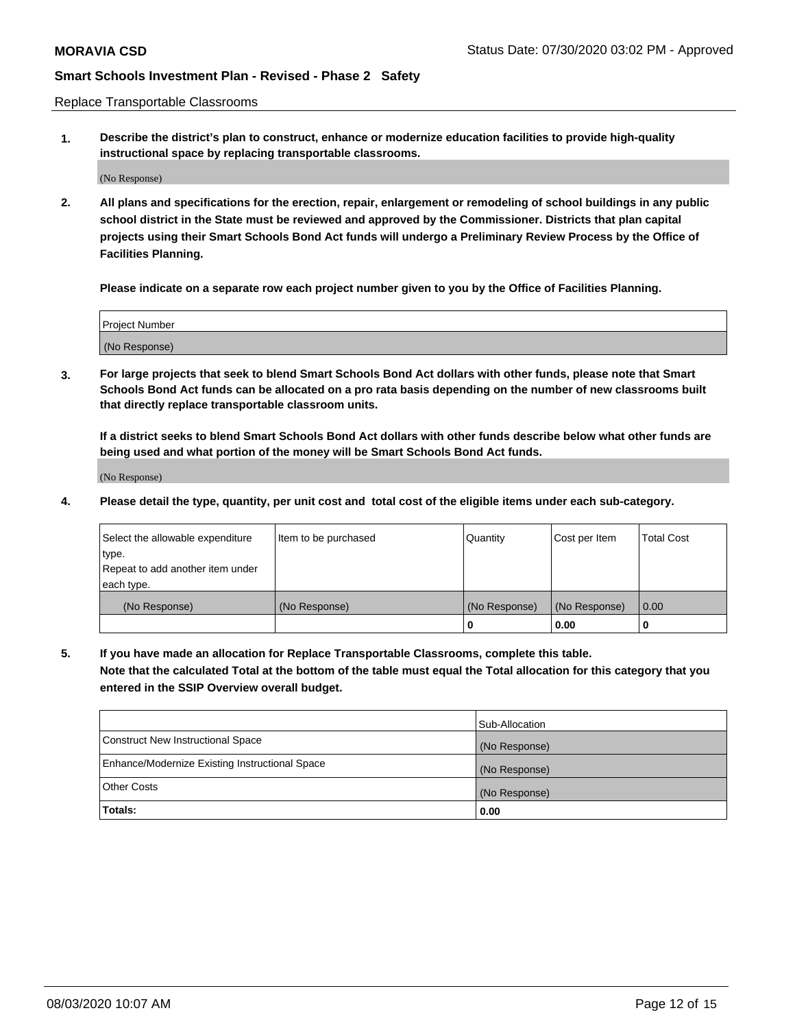## Smart Schools Investment Plan - Revised - Phase 2 Safety

Replace Transportable Classrooms

**1. Describe the district's plan to construct, enhance or modernize education facilities to provide high-quality instructional space by replacing transportable classrooms.**

(No Response)

**2. All plans and specifications for the erection, repair, enlargement or remodeling of school buildings in any public school district in the State must be reviewed and approved by the Commissioner. Districts that plan capital projects using their Smart Schools Bond Act funds will undergo a Preliminary Review Process by the Office of Facilities Planning.**

**Please indicate on a separate row each project number given to you by the Office of Facilities Planning.**

| Project Number |
|---|
| (No Response) |

**3. For large projects that seek to blend Smart Schools Bond Act dollars with other funds, please note that Smart Schools Bond Act funds can be allocated on a pro rata basis depending on the number of new classrooms built that directly replace transportable classroom units.**

**If a district seeks to blend Smart Schools Bond Act dollars with other funds describe below what other funds are being used and what portion of the money will be Smart Schools Bond Act funds.**

(No Response)

**4. Please detail the type, quantity, per unit cost and total cost of the eligible items under each sub-category.**

| Select the allowable expenditure type. Repeat to add another item under each type. | Item to be purchased | Quantity | Cost per Item | Total Cost |
|---|---|---|---|---|
| (No Response) | (No Response) | (No Response) | (No Response) | 0.00 |
| | | 0 | 0.00 | 0 |

**5. If you have made an allocation for Replace Transportable Classrooms, complete this table. Note that the calculated Total at the bottom of the table must equal the Total allocation for this category that you entered in the SSIP Overview overall budget.**

| | Sub-Allocation |
|---|---|
| Construct New Instructional Space | (No Response) |
| Enhance/Modernize Existing Instructional Space | (No Response) |
| Other Costs | (No Response) |
| **Totals:** | **0.00** |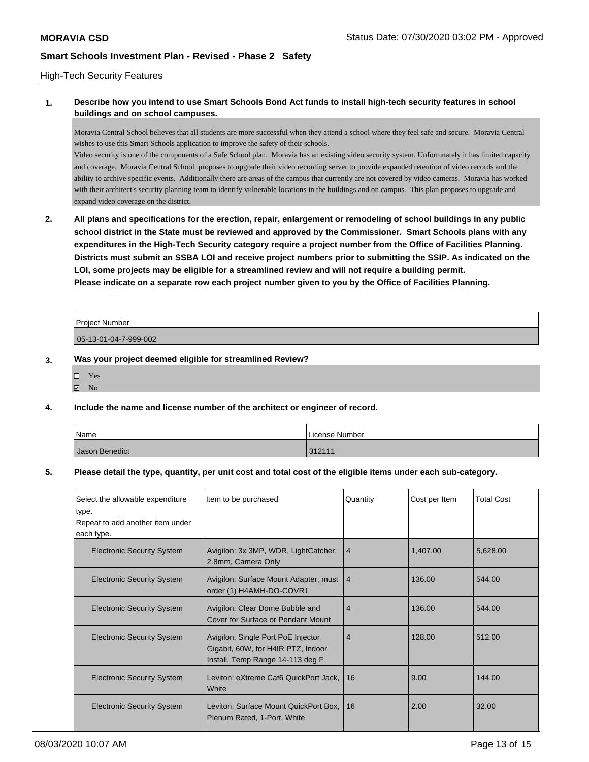**MORAVIA CSD** Status Date: 07/30/2020 03:02 PM - Approved

**Smart Schools Investment Plan - Revised - Phase 2 Safety**

High-Tech Security Features

**1. Describe how you intend to use Smart Schools Bond Act funds to install high-tech security features in school buildings and on school campuses.**

Moravia Central School believes that all students are more successful when they attend a school where they feel safe and secure. Moravia Central wishes to use this Smart Schools application to improve the safety of their schools.
Video security is one of the components of a Safe School plan. Moravia has an existing video security system. Unfortunately it has limited capacity and coverage. Moravia Central School proposes to upgrade their video recording server to provide expanded retention of video records and the ability to archive specific events. Additionally there are areas of the campus that currently are not covered by video cameras. Moravia has worked with their architect's security planning team to identify vulnerable locations in the buildings and on campus. This plan proposes to upgrade and expand video coverage on the district.

**2. All plans and specifications for the erection, repair, enlargement or remodeling of school buildings in any public school district in the State must be reviewed and approved by the Commissioner. Smart Schools plans with any expenditures in the High-Tech Security category require a project number from the Office of Facilities Planning. Districts must submit an SSBA LOI and receive project numbers prior to submitting the SSIP. As indicated on the LOI, some projects may be eligible for a streamlined review and will not require a building permit.**
**Please indicate on a separate row each project number given to you by the Office of Facilities Planning.**

| Project Number |
|---|
| 05-13-01-04-7-999-002 |

**3. Was your project deemed eligible for streamlined Review?**

- ☐ Yes
- ☑ No

**4. Include the name and license number of the architect or engineer of record.**

| Name | License Number |
|---|---|
| Jason Benedict | 312111 |

**5. Please detail the type, quantity, per unit cost and total cost of the eligible items under each sub-category.**

| Select the allowable expenditure type. Repeat to add another item under each type. | Item to be purchased | Quantity | Cost per Item | Total Cost |
|---|---|---|---|---|
| Electronic Security System | Avigilon: 3x 3MP, WDR, LightCatcher, 2.8mm, Camera Only | 4 | 1,407.00 | 5,628.00 |
| Electronic Security System | Avigilon: Surface Mount Adapter, must order (1) H4AMH-DO-COVR1 | 4 | 136.00 | 544.00 |
| Electronic Security System | Avigilon: Clear Dome Bubble and Cover for Surface or Pendant Mount | 4 | 136.00 | 544.00 |
| Electronic Security System | Avigilon: Single Port PoE Injector Gigabit, 60W, for H4IR PTZ, Indoor Install, Temp Range 14-113 deg F | 4 | 128.00 | 512.00 |
| Electronic Security System | Leviton: eXtreme Cat6 QuickPort Jack, White | 16 | 9.00 | 144.00 |
| Electronic Security System | Leviton: Surface Mount QuickPort Box, Plenum Rated, 1-Port, White | 16 | 2.00 | 32.00 |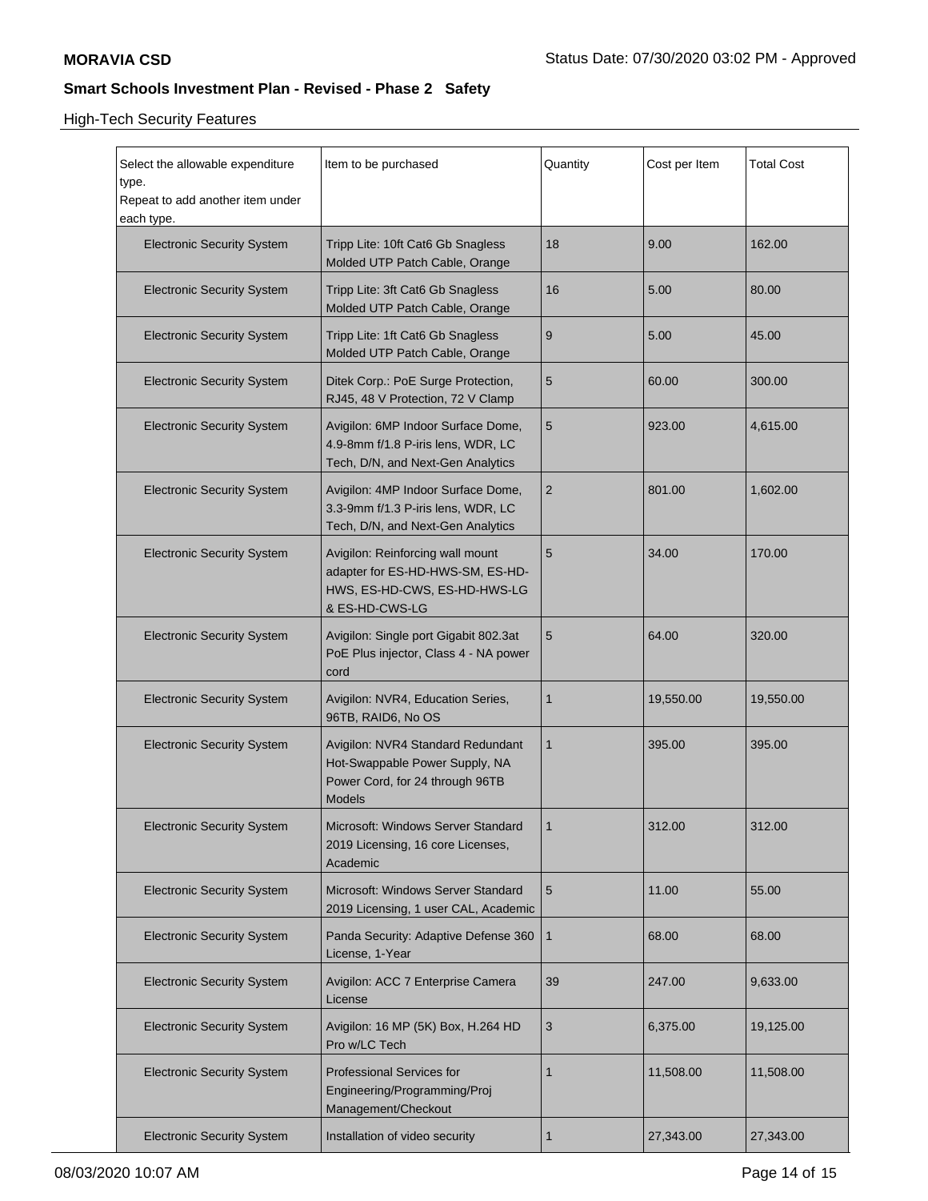**MORAVIA CSD**

Status Date: 07/30/2020 03:02 PM - Approved

## Smart Schools Investment Plan - Revised - Phase 2 Safety

### High-Tech Security Features

| Select the allowable expenditure type. Repeat to add another item under each type. | Item to be purchased | Quantity | Cost per Item | Total Cost |
|---|---|---|---|---|
| Electronic Security System | Tripp Lite: 10ft Cat6 Gb Snagless Molded UTP Patch Cable, Orange | 18 | 9.00 | 162.00 |
| Electronic Security System | Tripp Lite: 3ft Cat6 Gb Snagless Molded UTP Patch Cable, Orange | 16 | 5.00 | 80.00 |
| Electronic Security System | Tripp Lite: 1ft Cat6 Gb Snagless Molded UTP Patch Cable, Orange | 9 | 5.00 | 45.00 |
| Electronic Security System | Ditek Corp.: PoE Surge Protection, RJ45, 48 V Protection, 72 V Clamp | 5 | 60.00 | 300.00 |
| Electronic Security System | Avigilon: 6MP Indoor Surface Dome, 4.9-8mm f/1.8 P-iris lens, WDR, LC Tech, D/N, and Next-Gen Analytics | 5 | 923.00 | 4,615.00 |
| Electronic Security System | Avigilon: 4MP Indoor Surface Dome, 3.3-9mm f/1.3 P-iris lens, WDR, LC Tech, D/N, and Next-Gen Analytics | 2 | 801.00 | 1,602.00 |
| Electronic Security System | Avigilon: Reinforcing wall mount adapter for ES-HD-HWS-SM, ES-HD-HWS, ES-HD-CWS, ES-HD-HWS-LG & ES-HD-CWS-LG | 5 | 34.00 | 170.00 |
| Electronic Security System | Avigilon: Single port Gigabit 802.3at PoE Plus injector, Class 4 - NA power cord | 5 | 64.00 | 320.00 |
| Electronic Security System | Avigilon: NVR4, Education Series, 96TB, RAID6, No OS | 1 | 19,550.00 | 19,550.00 |
| Electronic Security System | Avigilon: NVR4 Standard Redundant Hot-Swappable Power Supply, NA Power Cord, for 24 through 96TB Models | 1 | 395.00 | 395.00 |
| Electronic Security System | Microsoft: Windows Server Standard 2019 Licensing, 16 core Licenses, Academic | 1 | 312.00 | 312.00 |
| Electronic Security System | Microsoft: Windows Server Standard 2019 Licensing, 1 user CAL, Academic | 5 | 11.00 | 55.00 |
| Electronic Security System | Panda Security: Adaptive Defense 360 License, 1-Year | 1 | 68.00 | 68.00 |
| Electronic Security System | Avigilon: ACC 7 Enterprise Camera License | 39 | 247.00 | 9,633.00 |
| Electronic Security System | Avigilon: 16 MP (5K) Box, H.264 HD Pro w/LC Tech | 3 | 6,375.00 | 19,125.00 |
| Electronic Security System | Professional Services for Engineering/Programming/Proj Management/Checkout | 1 | 11,508.00 | 11,508.00 |
| Electronic Security System | Installation of video security | 1 | 27,343.00 | 27,343.00 |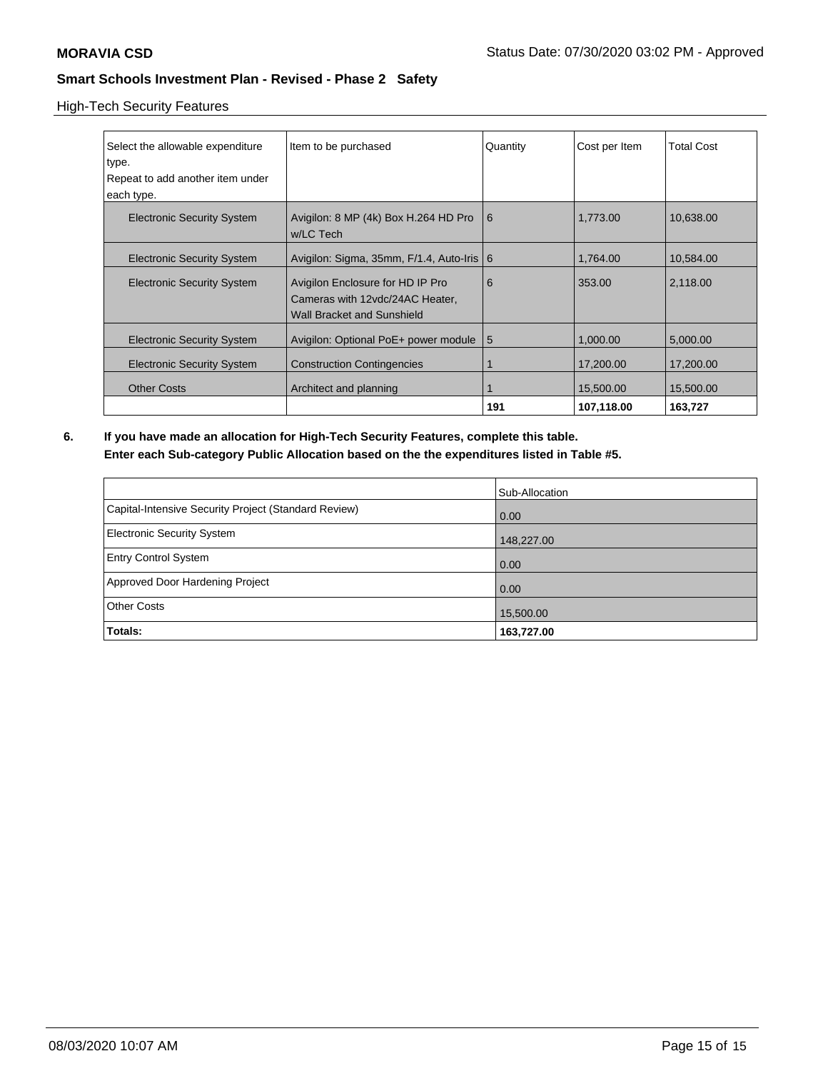High-Tech Security Features

| Select the allowable expenditure type. Repeat to add another item under each type. | Item to be purchased | Quantity | Cost per Item | Total Cost |
|---|---|---|---|---|
| Electronic Security System | Avigilon: 8 MP (4k) Box H.264 HD Pro w/LC Tech | 6 | 1,773.00 | 10,638.00 |
| Electronic Security System | Avigilon: Sigma, 35mm, F/1.4, Auto-Iris | 6 | 1,764.00 | 10,584.00 |
| Electronic Security System | Avigilon Enclosure for HD IP Pro Cameras with 12vdc/24AC Heater, Wall Bracket and Sunshield | 6 | 353.00 | 2,118.00 |
| Electronic Security System | Avigilon: Optional PoE+ power module | 5 | 1,000.00 | 5,000.00 |
| Electronic Security System | Construction Contingencies | 1 | 17,200.00 | 17,200.00 |
| Other Costs | Architect and planning | 1 | 15,500.00 | 15,500.00 |
| | | **191** | **107,118.00** | **163,727** |

**6. If you have made an allocation for High-Tech Security Features, complete this table. Enter each Sub-category Public Allocation based on the the expenditures listed in Table #5.**

| | Sub-Allocation |
|---|---|
| Capital-Intensive Security Project (Standard Review) | 0.00 |
| Electronic Security System | 148,227.00 |
| Entry Control System | 0.00 |
| Approved Door Hardening Project | 0.00 |
| Other Costs | 15,500.00 |
| **Totals:** | **163,727.00** |